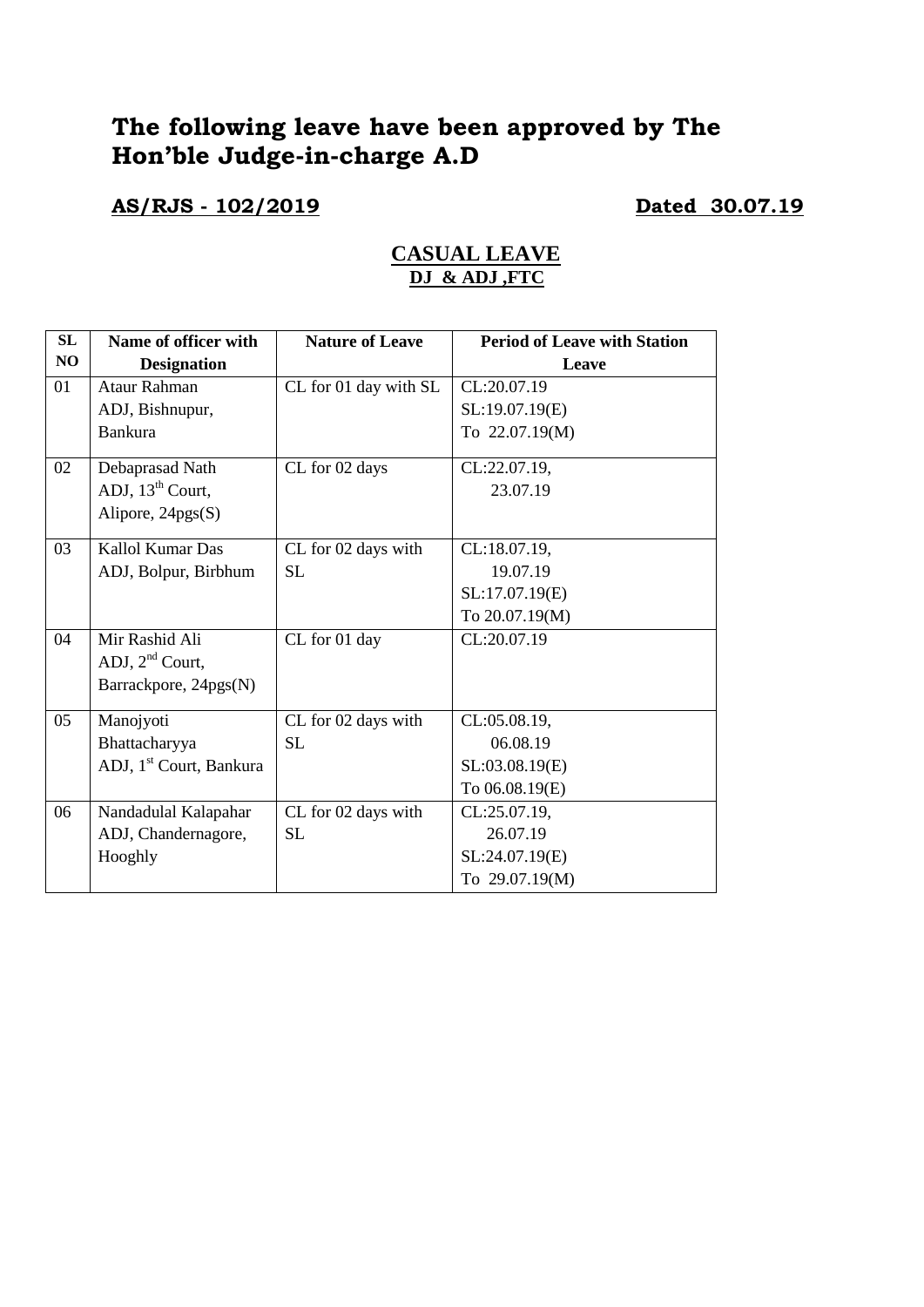# The following leave have been approved by The Hon'ble Judge-in-charge A.D

**AS/RJS - 102/2019** **Dated 30.07.19**

## CASUAL LEAVE

**DJ & ADJ ,FTC**

| SL NO | Name of officer with Designation | Nature of Leave | Period of Leave with Station Leave |
|---|---|---|---|
| 01 | Ataur Rahman ADJ, Bishnupur, Bankura | CL for 01 day with SL | CL:20.07.19 SL:19.07.19(E) To 22.07.19(M) |
| 02 | Debaprasad Nath ADJ, 13th Court, Alipore, 24pgs(S) | CL for 02 days | CL:22.07.19, 23.07.19 |
| 03 | Kallol Kumar Das ADJ, Bolpur, Birbhum | CL for 02 days with SL | CL:18.07.19, 19.07.19 SL:17.07.19(E) To 20.07.19(M) |
| 04 | Mir Rashid Ali ADJ, 2nd Court, Barrackpore, 24pgs(N) | CL for 01 day | CL:20.07.19 |
| 05 | Manojyoti Bhattacharyya ADJ, 1st Court, Bankura | CL for 02 days with SL | CL:05.08.19, 06.08.19 SL:03.08.19(E) To 06.08.19(E) |
| 06 | Nandadulal Kalapahar ADJ, Chandernagore, Hooghly | CL for 02 days with SL | CL:25.07.19, 26.07.19 SL:24.07.19(E) To 29.07.19(M) |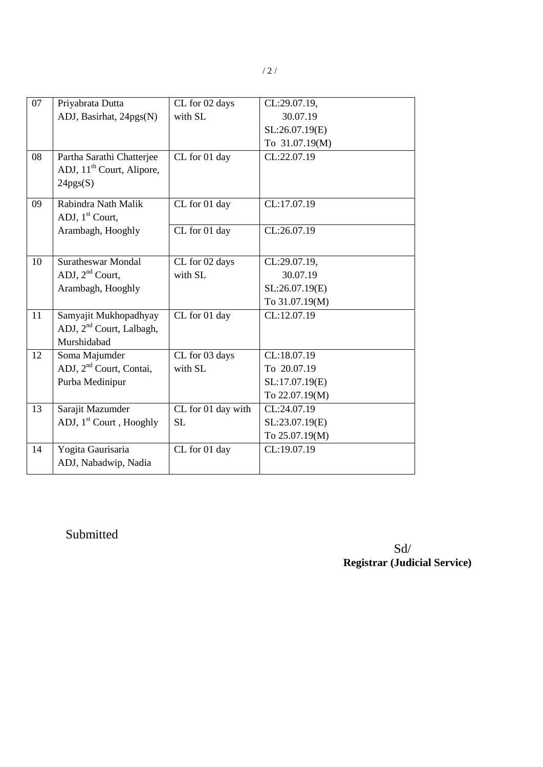| 07 | Priyabrata Dutta<br>ADJ, Basirhat, 24pgs(N) | CL for 02 days with SL | CL:29.07.19,<br>30.07.19<br>SL:26.07.19(E)<br>To 31.07.19(M) |
|---|---|---|---|
| 08 | Partha Sarathi Chatterjee<br>ADJ, 11th Court, Alipore, 24pgs(S) | CL for 01 day | CL:22.07.19 |
| 09 | Rabindra Nath Malik<br>ADJ, 1st Court, Arambagh, Hooghly | CL for 01 day | CL:17.07.19 |
| | | CL for 01 day | CL:26.07.19 |
| 10 | Suratheswar Mondal<br>ADJ, 2nd Court, Arambagh, Hooghly | CL for 02 days with SL | CL:29.07.19,<br>30.07.19<br>SL:26.07.19(E)<br>To 31.07.19(M) |
| 11 | Samyajit Mukhopadhyay<br>ADJ, 2nd Court, Lalbagh, Murshidabad | CL for 01 day | CL:12.07.19 |
| 12 | Soma Majumder<br>ADJ, 2nd Court, Contai, Purba Medinipur | CL for 03 days with SL | CL:18.07.19<br>To 20.07.19<br>SL:17.07.19(E)<br>To 22.07.19(M) |
| 13 | Sarajit Mazumder<br>ADJ, 1st Court , Hooghly | CL for 01 day with SL | CL:24.07.19<br>SL:23.07.19(E)<br>To 25.07.19(M) |
| 14 | Yogita Gaurisaria<br>ADJ, Nabadwip, Nadia | CL for 01 day | CL:19.07.19 |

Submitted

Sd/
**Registrar (Judicial Service)**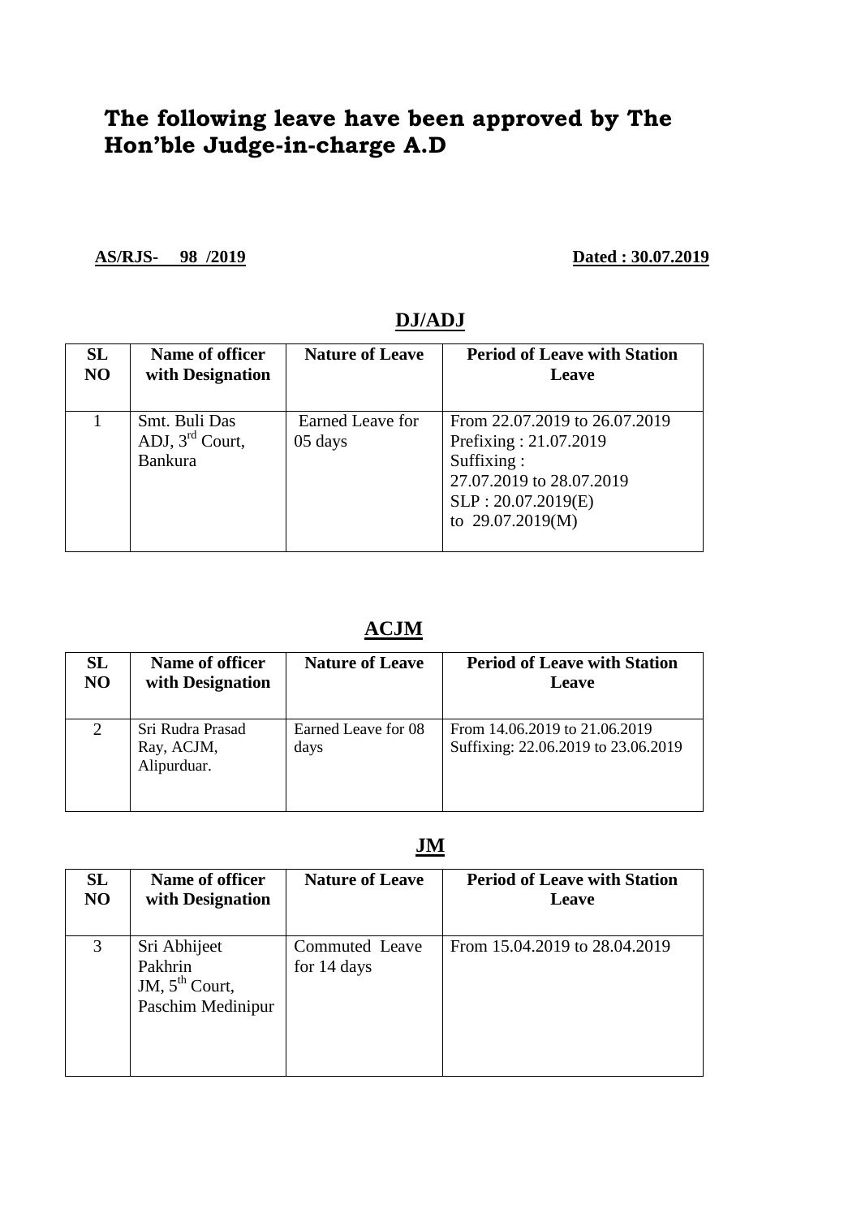# The following leave have been approved by The Hon'ble Judge-in-charge A.D

**AS/RJS- 98 /2019** **Dated : 30.07.2019**

## DJ/ADJ

| SL NO | Name of officer with Designation | Nature of Leave | Period of Leave with Station Leave |
|---|---|---|---|
| 1 | Smt. Buli Das ADJ, 3rd Court, Bankura | Earned Leave for 05 days | From 22.07.2019 to 26.07.2019 Prefixing : 21.07.2019 Suffixing : 27.07.2019 to 28.07.2019 SLP : 20.07.2019(E) to 29.07.2019(M) |

## ACJM

| SL NO | Name of officer with Designation | Nature of Leave | Period of Leave with Station Leave |
|---|---|---|---|
| 2 | Sri Rudra Prasad Ray, ACJM, Alipurduar. | Earned Leave for 08 days | From 14.06.2019 to 21.06.2019 Suffixing: 22.06.2019 to 23.06.2019 |

## JM

| SL NO | Name of officer with Designation | Nature of Leave | Period of Leave with Station Leave |
|---|---|---|---|
| 3 | Sri Abhijeet Pakhrin JM, 5th Court, Paschim Medinipur | Commuted Leave for 14 days | From 15.04.2019 to 28.04.2019 |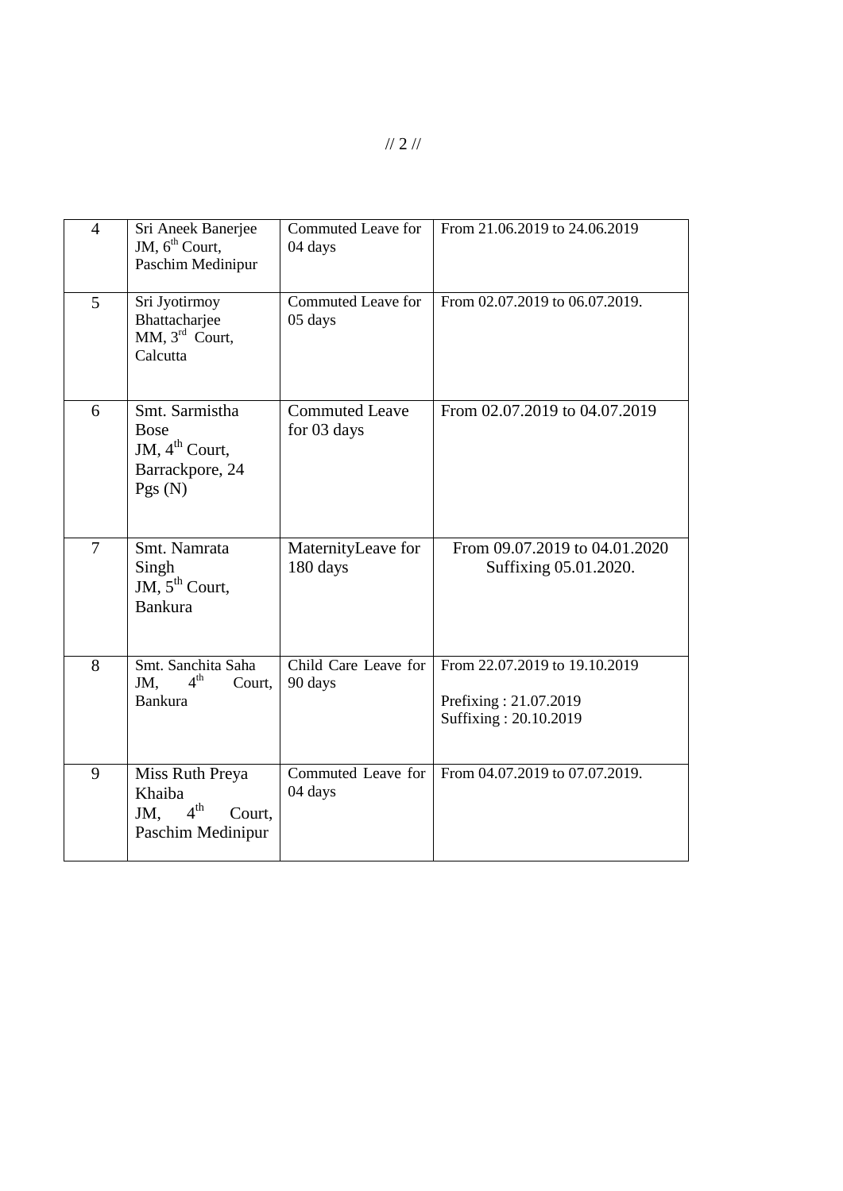| 4 | Sri Aneek Banerjee JM, 6th Court, Paschim Medinipur | Commuted Leave for 04 days | From 21.06.2019 to 24.06.2019 |
|---|---|---|---|
| 5 | Sri Jyotirmoy Bhattacharjee MM, 3rd Court, Calcutta | Commuted Leave for 05 days | From 02.07.2019 to 06.07.2019. |
| 6 | Smt. Sarmistha Bose JM, 4th Court, Barrackpore, 24 Pgs (N) | Commuted Leave for 03 days | From 02.07.2019 to 04.07.2019 |
| 7 | Smt. Namrata Singh JM, 5th Court, Bankura | MaternityLeave for 180 days | From 09.07.2019 to 04.01.2020 Suffixing 05.01.2020. |
| 8 | Smt. Sanchita Saha JM, 4th Court, Bankura | Child Care Leave for 90 days | From 22.07.2019 to 19.10.2019<br><br>Prefixing : 21.07.2019<br>Suffixing : 20.10.2019 |
| 9 | Miss Ruth Preya Khaiba JM, 4th Court, Paschim Medinipur | Commuted Leave for 04 days | From 04.07.2019 to 07.07.2019. |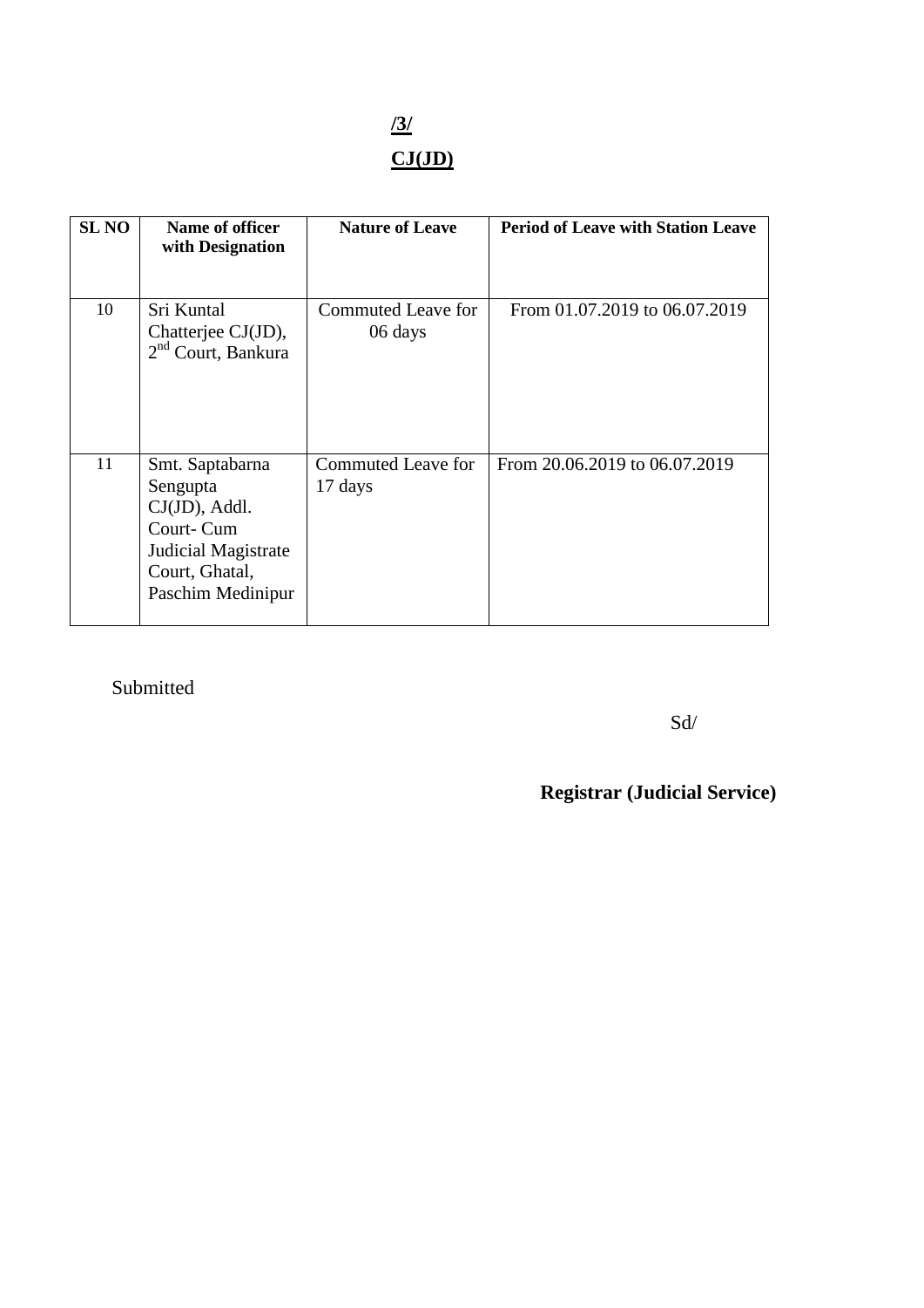**/3/**

**CJ(JD)**

| SL NO | Name of officer with Designation | Nature of Leave | Period of Leave with Station Leave |
|---|---|---|---|
| 10 | Sri Kuntal Chatterjee CJ(JD), 2nd Court, Bankura | Commuted Leave for 06 days | From 01.07.2019 to 06.07.2019 |
| 11 | Smt. Saptabarna Sengupta CJ(JD), Addl. Court- Cum Judicial Magistrate Court, Ghatal, Paschim Medinipur | Commuted Leave for 17 days | From 20.06.2019 to 06.07.2019 |

Submitted

Sd/

**Registrar (Judicial Service)**